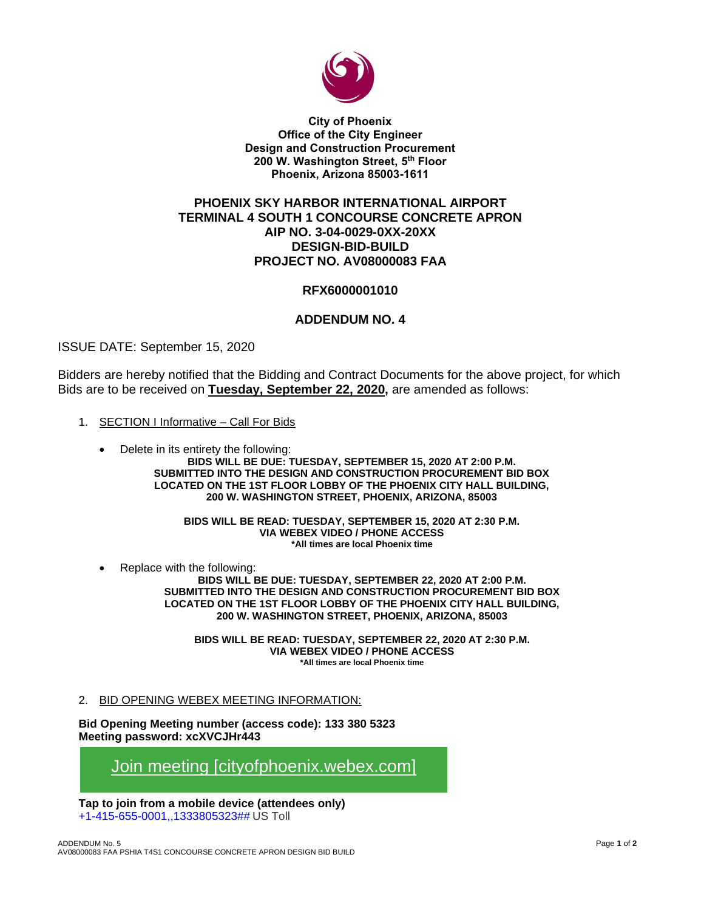**City of Phoenix**
**Office of the City Engineer**
**Design and Construction Procurement**
**200 W. Washington Street, 5th Floor**
**Phoenix, Arizona 85003-1611**

# PHOENIX SKY HARBOR INTERNATIONAL AIRPORT
# TERMINAL 4 SOUTH 1 CONCOURSE CONCRETE APRON
# AIP NO. 3-04-0029-0XX-20XX
# DESIGN-BID-BUILD
# PROJECT NO. AV08000083 FAA

## RFX6000001010

## ADDENDUM NO. 4

ISSUE DATE: September 15, 2020

Bidders are hereby notified that the Bidding and Contract Documents for the above project, for which Bids are to be received on **Tuesday, September 22, 2020,** are amended as follows:

1. SECTION I Informative – Call For Bids

   - Delete in its entirety the following:

     **BIDS WILL BE DUE: TUESDAY, SEPTEMBER 15, 2020 AT 2:00 P.M.**
     **SUBMITTED INTO THE DESIGN AND CONSTRUCTION PROCUREMENT BID BOX LOCATED ON THE 1ST FLOOR LOBBY OF THE PHOENIX CITY HALL BUILDING, 200 W. WASHINGTON STREET, PHOENIX, ARIZONA, 85003**

     **BIDS WILL BE READ: TUESDAY, SEPTEMBER 15, 2020 AT 2:30 P.M.**
     **VIA WEBEX VIDEO / PHONE ACCESS**
     **\*All times are local Phoenix time**

   - Replace with the following:

     **BIDS WILL BE DUE: TUESDAY, SEPTEMBER 22, 2020 AT 2:00 P.M.**
     **SUBMITTED INTO THE DESIGN AND CONSTRUCTION PROCUREMENT BID BOX LOCATED ON THE 1ST FLOOR LOBBY OF THE PHOENIX CITY HALL BUILDING, 200 W. WASHINGTON STREET, PHOENIX, ARIZONA, 85003**

     **BIDS WILL BE READ: TUESDAY, SEPTEMBER 22, 2020 AT 2:30 P.M.**
     **VIA WEBEX VIDEO / PHONE ACCESS**
     **\*All times are local Phoenix time**

2. BID OPENING WEBEX MEETING INFORMATION:

**Bid Opening Meeting number (access code): 133 380 5323**
**Meeting password: xcXVCJHr443**

Join meeting [cityofphoenix.webex.com]

**Tap to join from a mobile device (attendees only)**
+1-415-655-0001,,1333805323## US Toll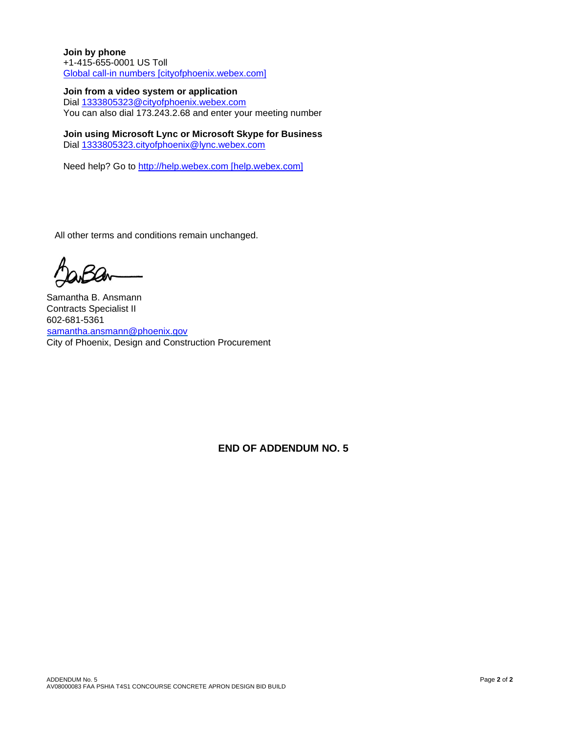**Join by phone**
+1-415-655-0001 US Toll
Global call-in numbers [cityofphoenix.webex.com]

**Join from a video system or application**
Dial 1333805323@cityofphoenix.webex.com
You can also dial 173.243.2.68 and enter your meeting number

**Join using Microsoft Lync or Microsoft Skype for Business**
Dial 1333805323.cityofphoenix@lync.webex.com

Need help? Go to http://help.webex.com [help.webex.com]

All other terms and conditions remain unchanged.

Samantha B. Ansmann
Contracts Specialist II
602-681-5361
samantha.ansmann@phoenix.gov
City of Phoenix, Design and Construction Procurement

**END OF ADDENDUM NO. 5**